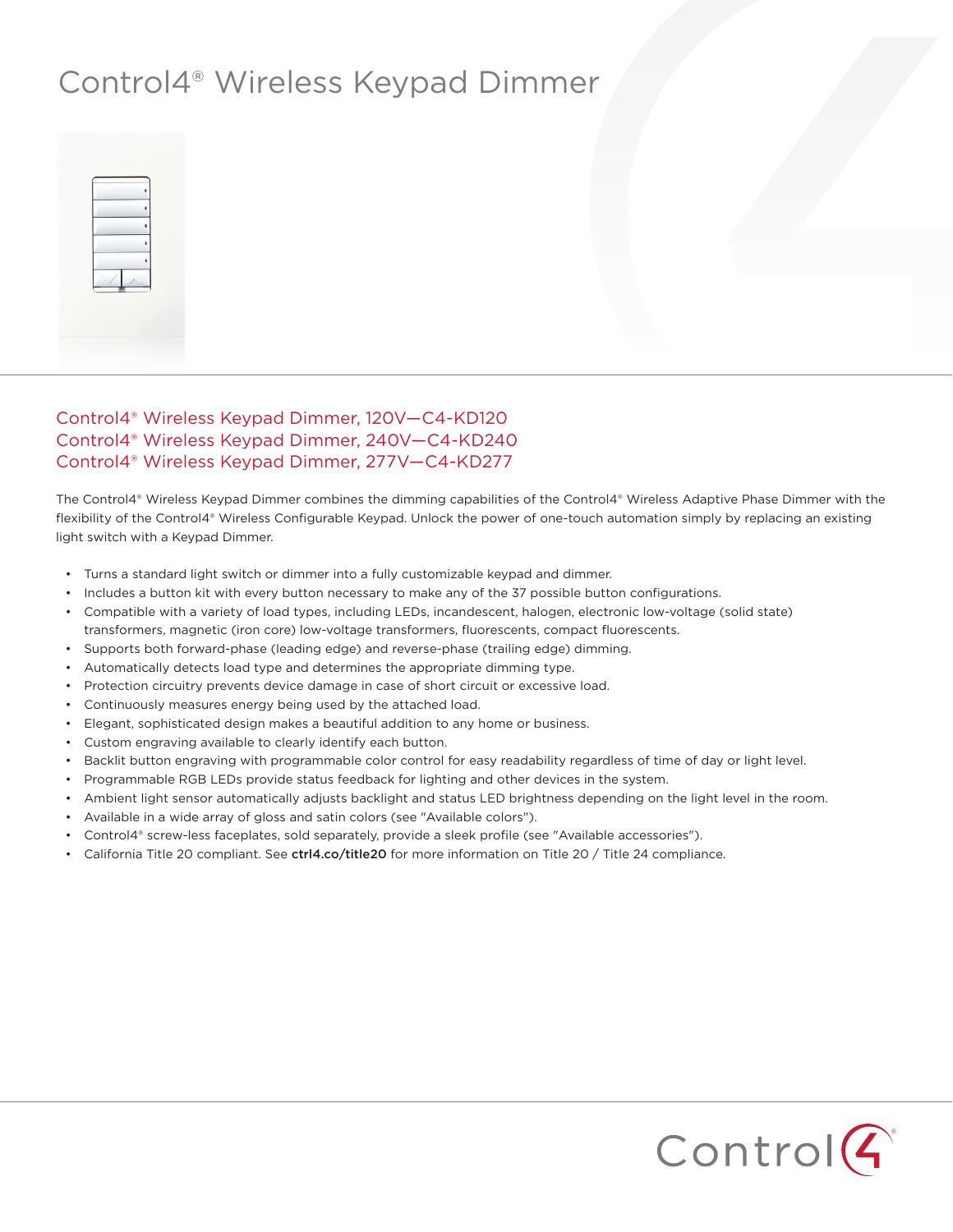# Control4® Wireless Keypad Dimmer

## Control4® Wireless Keypad Dimmer, 120V—C4-KD120
## Control4® Wireless Keypad Dimmer, 240V—C4-KD240
## Control4® Wireless Keypad Dimmer, 277V—C4-KD277

The Control4® Wireless Keypad Dimmer combines the dimming capabilities of the Control4® Wireless Adaptive Phase Dimmer with the flexibility of the Control4® Wireless Configurable Keypad. Unlock the power of one-touch automation simply by replacing an existing light switch with a Keypad Dimmer.

- Turns a standard light switch or dimmer into a fully customizable keypad and dimmer.
- Includes a button kit with every button necessary to make any of the 37 possible button configurations.
- Compatible with a variety of load types, including LEDs, incandescent, halogen, electronic low-voltage (solid state) transformers, magnetic (iron core) low-voltage transformers, fluorescents, compact fluorescents.
- Supports both forward-phase (leading edge) and reverse-phase (trailing edge) dimming.
- Automatically detects load type and determines the appropriate dimming type.
- Protection circuitry prevents device damage in case of short circuit or excessive load.
- Continuously measures energy being used by the attached load.
- Elegant, sophisticated design makes a beautiful addition to any home or business.
- Custom engraving available to clearly identify each button.
- Backlit button engraving with programmable color control for easy readability regardless of time of day or light level.
- Programmable RGB LEDs provide status feedback for lighting and other devices in the system.
- Ambient light sensor automatically adjusts backlight and status LED brightness depending on the light level in the room.
- Available in a wide array of gloss and satin colors (see "Available colors").
- Control4® screw-less faceplates, sold separately, provide a sleek profile (see "Available accessories").
- California Title 20 compliant. See **ctrl4.co/title20** for more information on Title 20 / Title 24 compliance.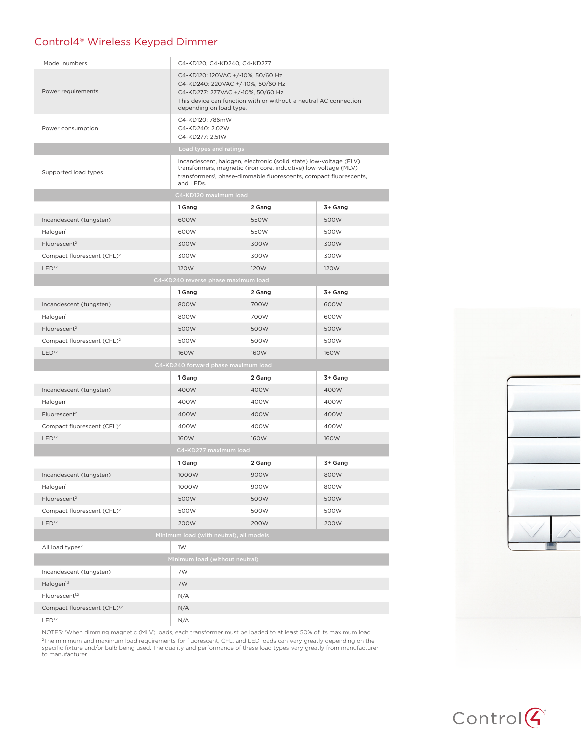# Control4® Wireless Keypad Dimmer

| Model numbers | C4-KD120, C4-KD240, C4-KD277 | | |
|---|---|---|---|
| Power requirements | C4-KD120: 120VAC +/-10%, 50/60 Hz<br>C4-KD240: 220VAC +/-10%, 50/60 Hz<br>C4-KD277: 277VAC +/-10%, 50/60 Hz<br>This device can function with or without a neutral AC connection depending on load type. | | |
| Power consumption | C4-KD120: 786mW<br>C4-KD240: 2.02W<br>C4-KD277: 2.51W | | |
| **Load types and ratings** | | | |
| Supported load types | Incandescent, halogen, electronic (solid state) low-voltage (ELV) transformers, magnetic (iron core, inductive) low-voltage (MLV) transformers[1], phase-dimmable fluorescents, compact fluorescents, and LEDs. | | |
| **C4-KD120 maximum load** | | | |
| | **1 Gang** | **2 Gang** | **3+ Gang** |
| Incandescent (tungsten) | 600W | 550W | 500W |
| Halogen[1] | 600W | 550W | 500W |
| Fluorescent[2] | 300W | 300W | 300W |
| Compact fluorescent (CFL)[2] | 300W | 300W | 300W |
| LED[1,2] | 120W | 120W | 120W |
| **C4-KD240 reverse phase maximum load** | | | |
| | **1 Gang** | **2 Gang** | **3+ Gang** |
| Incandescent (tungsten) | 800W | 700W | 600W |
| Halogen[1] | 800W | 700W | 600W |
| Fluorescent[2] | 500W | 500W | 500W |
| Compact fluorescent (CFL)[2] | 500W | 500W | 500W |
| LED[1,2] | 160W | 160W | 160W |
| **C4-KD240 forward phase maximum load** | | | |
| | **1 Gang** | **2 Gang** | **3+ Gang** |
| Incandescent (tungsten) | 400W | 400W | 400W |
| Halogen[1] | 400W | 400W | 400W |
| Fluorescent[2] | 400W | 400W | 400W |
| Compact fluorescent (CFL)[2] | 400W | 400W | 400W |
| LED[1,2] | 160W | 160W | 160W |
| **C4-KD277 maximum load** | | | |
| | **1 Gang** | **2 Gang** | **3+ Gang** |
| Incandescent (tungsten) | 1000W | 900W | 800W |
| Halogen[1] | 1000W | 900W | 800W |
| Fluorescent[2] | 500W | 500W | 500W |
| Compact fluorescent (CFL)[2] | 500W | 500W | 500W |
| LED[1,2] | 200W | 200W | 200W |
| **Minimum load (with neutral), all models** | | | |
| All load types[2] | 1W | | |
| **Minimum load (without neutral)** | | | |
| Incandescent (tungsten) | 7W | | |
| Halogen[1,2] | 7W | | |
| Fluorescent[1,2] | N/A | | |
| Compact fluorescent (CFL)[1,2] | N/A | | |
| LED[1,2] | N/A | | |

NOTES: [1]When dimming magnetic (MLV) loads, each transformer must be loaded to at least 50% of its maximum load
[2]The minimum and maximum load requirements for fluorescent, CFL, and LED loads can vary greatly depending on the specific fixture and/or bulb being used. The quality and performance of these load types vary greatly from manufacturer to manufacturer.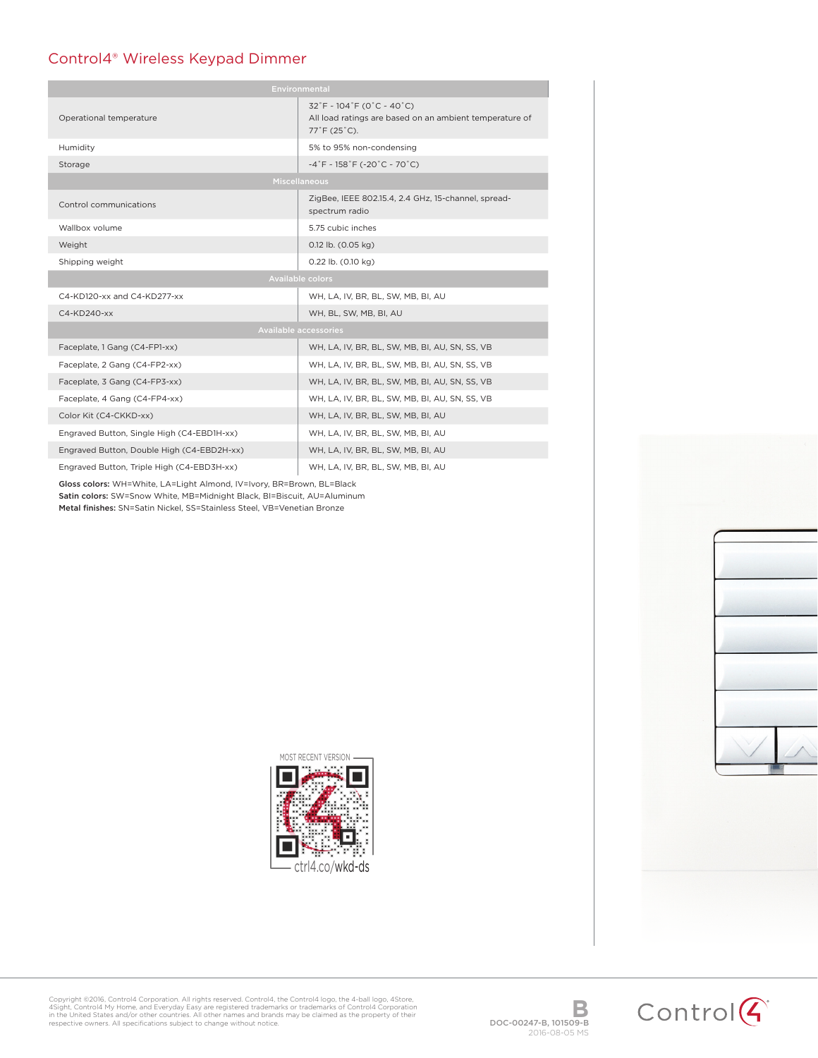# Control4® Wireless Keypad Dimmer

| | |
|---|---|
| **Environmental** | |
| Operational temperature | 32˚F - 104˚F (0˚C - 40˚C) All load ratings are based on an ambient temperature of 77˚F (25˚C). |
| Humidity | 5% to 95% non-condensing |
| Storage | -4˚F - 158˚F (-20˚C - 70˚C) |
| **Miscellaneous** | |
| Control communications | ZigBee, IEEE 802.15.4, 2.4 GHz, 15-channel, spread-spectrum radio |
| Wallbox volume | 5.75 cubic inches |
| Weight | 0.12 lb. (0.05 kg) |
| Shipping weight | 0.22 lb. (0.10 kg) |
| **Available colors** | |
| C4-KD120-xx and C4-KD277-xx | WH, LA, IV, BR, BL, SW, MB, BI, AU |
| C4-KD240-xx | WH, BL, SW, MB, BI, AU |
| **Available accessories** | |
| Faceplate, 1 Gang (C4-FP1-xx) | WH, LA, IV, BR, BL, SW, MB, BI, AU, SN, SS, VB |
| Faceplate, 2 Gang (C4-FP2-xx) | WH, LA, IV, BR, BL, SW, MB, BI, AU, SN, SS, VB |
| Faceplate, 3 Gang (C4-FP3-xx) | WH, LA, IV, BR, BL, SW, MB, BI, AU, SN, SS, VB |
| Faceplate, 4 Gang (C4-FP4-xx) | WH, LA, IV, BR, BL, SW, MB, BI, AU, SN, SS, VB |
| Color Kit (C4-CKKD-xx) | WH, LA, IV, BR, BL, SW, MB, BI, AU |
| Engraved Button, Single High (C4-EBD1H-xx) | WH, LA, IV, BR, BL, SW, MB, BI, AU |
| Engraved Button, Double High (C4-EBD2H-xx) | WH, LA, IV, BR, BL, SW, MB, BI, AU |
| Engraved Button, Triple High (C4-EBD3H-xx) | WH, LA, IV, BR, BL, SW, MB, BI, AU |

**Gloss colors:** WH=White, LA=Light Almond, IV=Ivory, BR=Brown, BL=Black
**Satin colors:** SW=Snow White, MB=Midnight Black, BI=Biscuit, AU=Aluminum
**Metal finishes:** SN=Satin Nickel, SS=Stainless Steel, VB=Venetian Bronze

MOST RECENT VERSION

ctrl4.co/wkd-ds

Copyright ©2016, Control4 Corporation. All rights reserved. Control4, the Control4 logo, the 4-ball logo, 4Store, 4Sight, Control4 My Home, and Everyday Easy are registered trademarks or trademarks of Control4 Corporation in the United States and/or other countries. All other names and brands may be claimed as the property of their respective owners. All specifications subject to change without notice.

B
DOC-00247-B, 101509-B
2016-08-05 MS

Control4